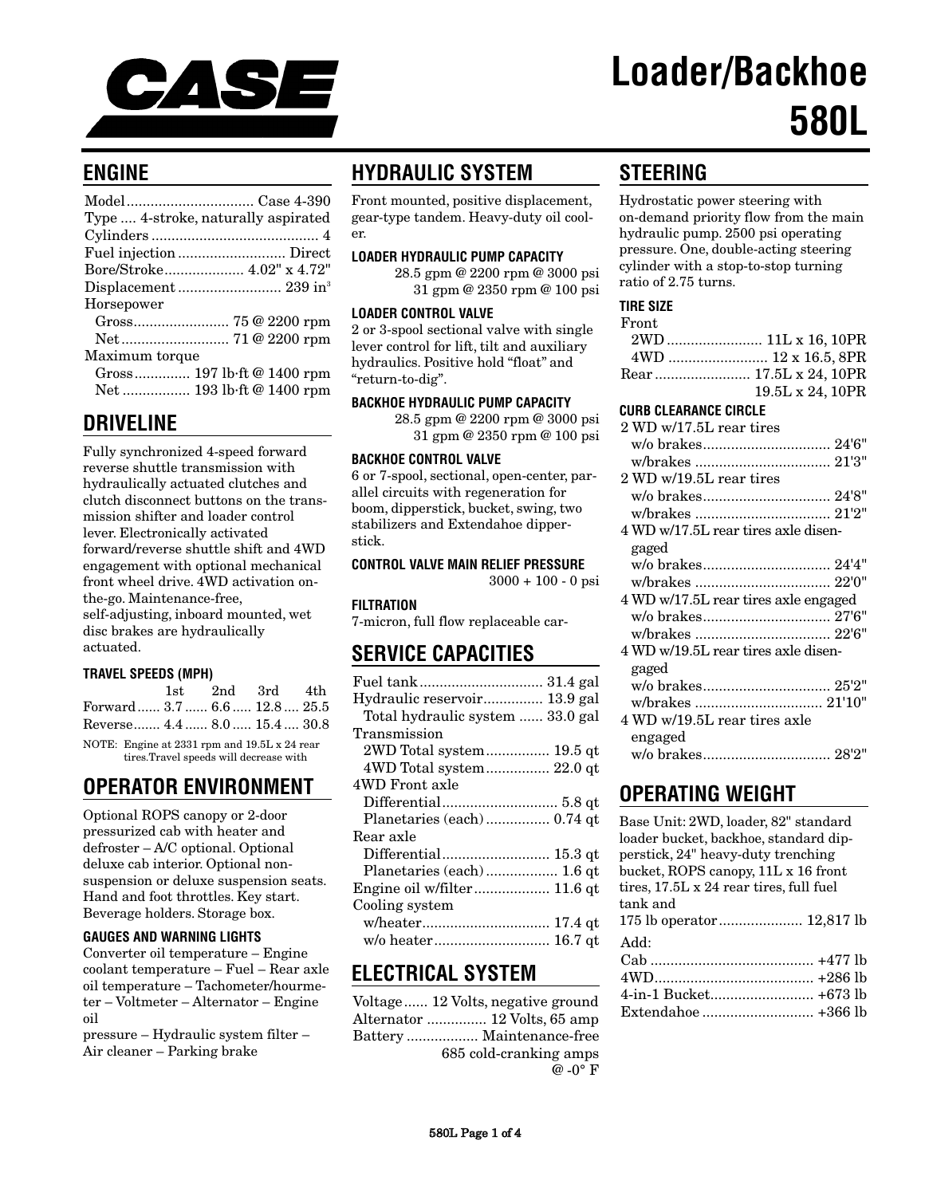**CASE**

# Loader/Backhoe 580L

## ENGINE

| | |
|---|---|
| Model | Case 4-390 |
| Type | 4-stroke, naturally aspirated |
| Cylinders | 4 |
| Fuel injection | Direct |
| Bore/Stroke | 4.02" x 4.72" |
| Displacement | 239 in³ |
| Horsepower | |
| Gross | 75 @ 2200 rpm |
| Net | 71 @ 2200 rpm |
| Maximum torque | |
| Gross | 197 lb·ft @ 1400 rpm |
| Net | 193 lb·ft @ 1400 rpm |

## DRIVELINE

Fully synchronized 4-speed forward reverse shuttle transmission with hydraulically actuated clutches and clutch disconnect buttons on the transmission shifter and loader control lever. Electronically activated forward/reverse shuttle shift and 4WD engagement with optional mechanical front wheel drive. 4WD activation on-the-go. Maintenance-free, self-adjusting, inboard mounted, wet disc brakes are hydraulically actuated.

### TRAVEL SPEEDS (MPH)

| | 1st | 2nd | 3rd | 4th |
|---|---|---|---|---|
| Forward | 3.7 | 6.6 | 12.8 | 25.5 |
| Reverse | 4.4 | 8.0 | 15.4 | 30.8 |

NOTE: Engine at 2331 rpm and 19.5L x 24 rear tires.Travel speeds will decrease with

## OPERATOR ENVIRONMENT

Optional ROPS canopy or 2-door pressurized cab with heater and defroster – A/C optional. Optional deluxe cab interior. Optional non-suspension or deluxe suspension seats. Hand and foot throttles. Key start. Beverage holders. Storage box.

### GAUGES AND WARNING LIGHTS

Converter oil temperature – Engine coolant temperature – Fuel – Rear axle oil temperature – Tachometer/hourmeter – Voltmeter – Alternator – Engine oil pressure – Hydraulic system filter – Air cleaner – Parking brake

## HYDRAULIC SYSTEM

Front mounted, positive displacement, gear-type tandem. Heavy-duty oil cooler.

### LOADER HYDRAULIC PUMP CAPACITY

28.5 gpm @ 2200 rpm @ 3000 psi
31 gpm @ 2350 rpm @ 100 psi

### LOADER CONTROL VALVE

2 or 3-spool sectional valve with single lever control for lift, tilt and auxiliary hydraulics. Positive hold "float" and "return-to-dig".

### BACKHOE HYDRAULIC PUMP CAPACITY

28.5 gpm @ 2200 rpm @ 3000 psi
31 gpm @ 2350 rpm @ 100 psi

### BACKHOE CONTROL VALVE

6 or 7-spool, sectional, open-center, parallel circuits with regeneration for boom, dipperstick, bucket, swing, two stabilizers and Extendahoe dipperstick.

### CONTROL VALVE MAIN RELIEF PRESSURE

3000 + 100 - 0 psi

### FILTRATION

7-micron, full flow replaceable car-

## SERVICE CAPACITIES

| | |
|---|---|
| Fuel tank | 31.4 gal |
| Hydraulic reservoir | 13.9 gal |
| Total hydraulic system | 33.0 gal |
| Transmission | |
| 2WD Total system | 19.5 qt |
| 4WD Total system | 22.0 qt |
| 4WD Front axle | |
| Differential | 5.8 qt |
| Planetaries (each) | 0.74 qt |
| Rear axle | |
| Differential | 15.3 qt |
| Planetaries (each) | 1.6 qt |
| Engine oil w/filter | 11.6 qt |
| Cooling system | |
| w/heater | 17.4 qt |
| w/o heater | 16.7 qt |

## ELECTRICAL SYSTEM

| | |
|---|---|
| Voltage | 12 Volts, negative ground |
| Alternator | 12 Volts, 65 amp |
| Battery | Maintenance-free 685 cold-cranking amps @ -0° F |

## STEERING

Hydrostatic power steering with on-demand priority flow from the main hydraulic pump. 2500 psi operating pressure. One, double-acting steering cylinder with a stop-to-stop turning ratio of 2.75 turns.

### TIRE SIZE

| | |
|---|---|
| Front | |
| 2WD | 11L x 16, 10PR |
| 4WD | 12 x 16.5, 8PR |
| Rear | 17.5L x 24, 10PR |
| | 19.5L x 24, 10PR |

### CURB CLEARANCE CIRCLE

| | |
|---|---|
| 2 WD w/17.5L rear tires | |
| w/o brakes | 24'6" |
| w/brakes | 21'3" |
| 2 WD w/19.5L rear tires | |
| w/o brakes | 24'8" |
| w/brakes | 21'2" |
| 4 WD w/17.5L rear tires axle disengaged | |
| w/o brakes | 24'4" |
| w/brakes | 22'0" |
| 4 WD w/17.5L rear tires axle engaged | |
| w/o brakes | 27'6" |
| w/brakes | 22'6" |
| 4 WD w/19.5L rear tires axle disengaged | |
| w/o brakes | 25'2" |
| w/brakes | 21'10" |
| 4 WD w/19.5L rear tires axle engaged | |
| w/o brakes | 28'2" |

## OPERATING WEIGHT

Base Unit: 2WD, loader, 82" standard loader bucket, backhoe, standard dipperstick, 24" heavy-duty trenching bucket, ROPS canopy, 11L x 16 front tires, 17.5L x 24 rear tires, full fuel tank and 175 lb operator ..................... 12,817 lb

| Add: | |
|---|---|
| Cab | +477 lb |
| 4WD | +286 lb |
| 4-in-1 Bucket | +673 lb |
| Extendahoe | +366 lb |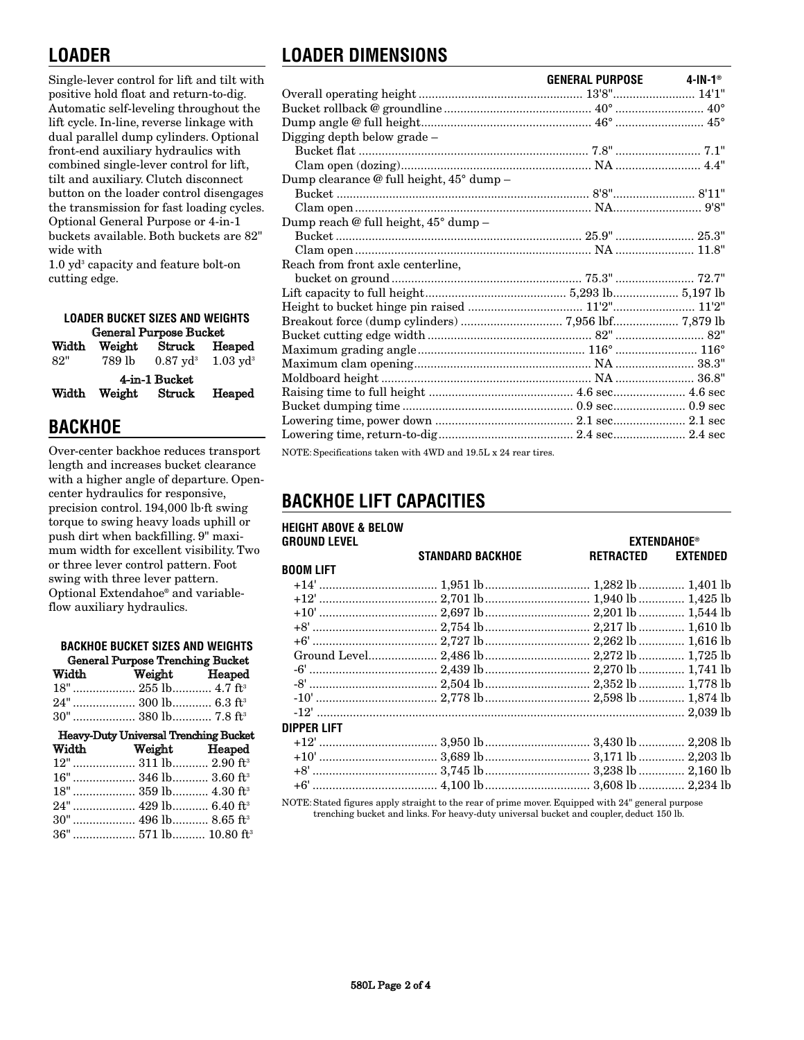## LOADER

Single-lever control for lift and tilt with positive hold float and return-to-dig. Automatic self-leveling throughout the lift cycle. In-line, reverse linkage with dual parallel dump cylinders. Optional front-end auxiliary hydraulics with combined single-lever control for lift, tilt and auxiliary. Clutch disconnect button on the loader control disengages the transmission for fast loading cycles. Optional General Purpose or 4-in-1 buckets available. Both buckets are 82" wide with 1.0 $yd^3$ capacity and feature bolt-on cutting edge.

### LOADER BUCKET SIZES AND WEIGHTS

**General Purpose Bucket**

| Width | Weight | Struck | Heaped |
|---|---|---|---|
| 82" | 789 lb | 0.87 $yd^3$ | 1.03 $yd^3$ |

**4-in-1 Bucket**

| Width | Weight | Struck | Heaped |
|---|---|---|---|

## BACKHOE

Over-center backhoe reduces transport length and increases bucket clearance with a higher angle of departure. Open-center hydraulics for responsive, precision control. 194,000 lb·ft swing torque to swing heavy loads uphill or push dirt when backfilling. 9" maximum width for excellent visibility. Two or three lever control pattern. Foot swing with three lever pattern. Optional Extendahoe® and variable-flow auxiliary hydraulics.

### BACKHOE BUCKET SIZES AND WEIGHTS

**General Purpose Trenching Bucket**

| Width | Weight | Heaped |
|---|---|---|
| 18" | 255 lb | 4.7 $ft^3$ |
| 24" | 300 lb | 6.3 $ft^3$ |
| 30" | 380 lb | 7.8 $ft^3$ |

**Heavy-Duty Universal Trenching Bucket**

| Width | Weight | Heaped |
|---|---|---|
| 12" | 311 lb | 2.90 $ft^3$ |
| 16" | 346 lb | 3.60 $ft^3$ |
| 18" | 359 lb | 4.30 $ft^3$ |
| 24" | 429 lb | 6.40 $ft^3$ |
| 30" | 496 lb | 8.65 $ft^3$ |
| 36" | 571 lb | 10.80 $ft^3$ |

## LOADER DIMENSIONS

| | GENERAL PURPOSE | 4-IN-1® |
|---|---|---|
| Overall operating height | 13'8" | 14'1" |
| Bucket rollback @ groundline | 40° | 40° |
| Dump angle @ full height | 46° | 45° |
| Digging depth below grade – | | |
| Bucket flat | 7.8" | 7.1" |
| Clam open (dozing) | NA | 4.4" |
| Dump clearance @ full height, 45° dump – | | |
| Bucket | 8'8" | 8'11" |
| Clam open | NA | 9'8" |
| Dump reach @ full height, 45° dump – | | |
| Bucket | 25.9" | 25.3" |
| Clam open | NA | 11.8" |
| Reach from front axle centerline, bucket on ground | 75.3" | 72.7" |
| Lift capacity to full height | 5,293 lb | 5,197 lb |
| Height to bucket hinge pin raised | 11'2" | 11'2" |
| Breakout force (dump cylinders) | 7,956 lbf | 7,879 lb |
| Bucket cutting edge width | 82" | 82" |
| Maximum grading angle | 116° | 116° |
| Maximum clam opening | NA | 38.3" |
| Moldboard height | NA | 36.8" |
| Raising time to full height | 4.6 sec | 4.6 sec |
| Bucket dumping time | 0.9 sec | 0.9 sec |
| Lowering time, power down | 2.1 sec | 2.1 sec |
| Lowering time, return-to-dig | 2.4 sec | 2.4 sec |

NOTE: Specifications taken with 4WD and 19.5L x 24 rear tires.

## BACKHOE LIFT CAPACITIES

| HEIGHT ABOVE & BELOW GROUND LEVEL | STANDARD BACKHOE | EXTENDAHOE® RETRACTED | EXTENDAHOE® EXTENDED |
|---|---|---|---|
| **BOOM LIFT** | | | |
| +14' | 1,951 lb | 1,282 lb | 1,401 lb |
| +12' | 2,701 lb | 1,940 lb | 1,425 lb |
| +10' | 2,697 lb | 2,201 lb | 1,544 lb |
| +8' | 2,754 lb | 2,217 lb | 1,610 lb |
| +6' | 2,727 lb | 2,262 lb | 1,616 lb |
| Ground Level | 2,486 lb | 2,272 lb | 1,725 lb |
| -6' | 2,439 lb | 2,270 lb | 1,741 lb |
| -8' | 2,504 lb | 2,352 lb | 1,778 lb |
| -10' | 2,778 lb | 2,598 lb | 1,874 lb |
| -12' | | | 2,039 lb |
| **DIPPER LIFT** | | | |
| +12' | 3,950 lb | 3,430 lb | 2,208 lb |
| +10' | 3,689 lb | 3,171 lb | 2,203 lb |
| +8' | 3,745 lb | 3,238 lb | 2,160 lb |
| +6' | 4,100 lb | 3,608 lb | 2,234 lb |

NOTE: Stated figures apply straight to the rear of prime mover. Equipped with 24" general purpose trenching bucket and links. For heavy-duty universal bucket and coupler, deduct 150 lb.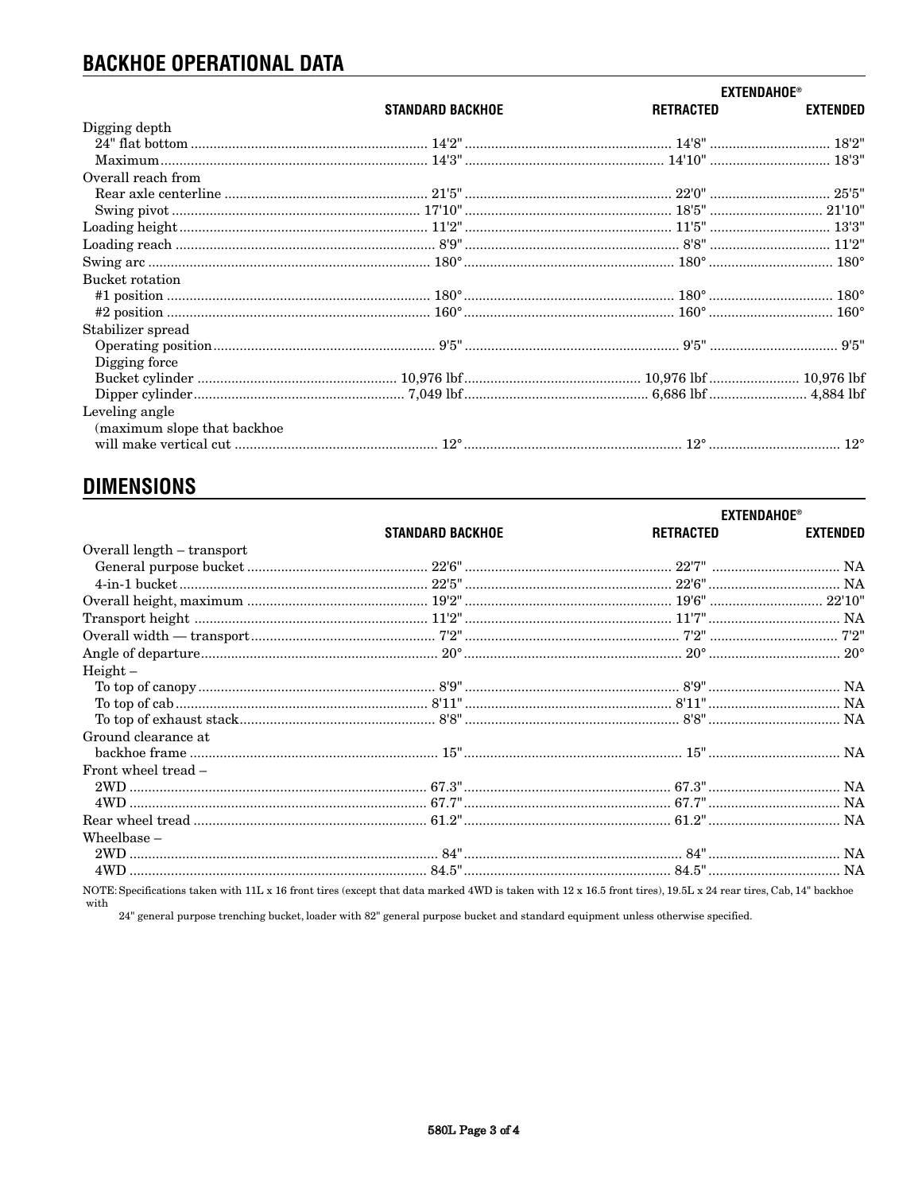## BACKHOE OPERATIONAL DATA

| | STANDARD BACKHOE | EXTENDAHOE® RETRACTED | EXTENDAHOE® EXTENDED |
|---|---|---|---|
| Digging depth | | | |
| 24" flat bottom | 14'2" | 14'8" | 18'2" |
| Maximum | 14'3" | 14'10" | 18'3" |
| Overall reach from | | | |
| Rear axle centerline | 21'5" | 22'0" | 25'5" |
| Swing pivot | 17'10" | 18'5" | 21'10" |
| Loading height | 11'2" | 11'5" | 13'3" |
| Loading reach | 8'9" | 8'8" | 11'2" |
| Swing arc | 180° | 180° | 180° |
| Bucket rotation | | | |
| #1 position | 180° | 180° | 180° |
| #2 position | 160° | 160° | 160° |
| Stabilizer spread | | | |
| Operating position | 9'5" | 9'5" | 9'5" |
| Digging force | | | |
| Bucket cylinder | 10,976 lbf | 10,976 lbf | 10,976 lbf |
| Dipper cylinder | 7,049 lbf | 6,686 lbf | 4,884 lbf |
| Leveling angle (maximum slope that backhoe will make vertical cut | 12° | 12° | 12° |

## DIMENSIONS

| | STANDARD BACKHOE | EXTENDAHOE® RETRACTED | EXTENDAHOE® EXTENDED |
|---|---|---|---|
| Overall length – transport | | | |
| General purpose bucket | 22'6" | 22'7" | NA |
| 4-in-1 bucket | 22'5" | 22'6" | NA |
| Overall height, maximum | 19'2" | 19'6" | 22'10" |
| Transport height | 11'2" | 11'7" | NA |
| Overall width — transport | 7'2" | 7'2" | 7'2" |
| Angle of departure | 20° | 20° | 20° |
| Height – | | | |
| To top of canopy | 8'9" | 8'9" | NA |
| To top of cab | 8'11" | 8'11" | NA |
| To top of exhaust stack | 8'8" | 8'8" | NA |
| Ground clearance at backhoe frame | 15" | 15" | NA |
| Front wheel tread – | | | |
| 2WD | 67.3" | 67.3" | NA |
| 4WD | 67.7" | 67.7" | NA |
| Rear wheel tread | 61.2" | 61.2" | NA |
| Wheelbase – | | | |
| 2WD | 84" | 84" | NA |
| 4WD | 84.5" | 84.5" | NA |

NOTE: Specifications taken with 11L x 16 front tires (except that data marked 4WD is taken with 12 x 16.5 front tires), 19.5L x 24 rear tires, Cab, 14" backhoe with 24" general purpose trenching bucket, loader with 82" general purpose bucket and standard equipment unless otherwise specified.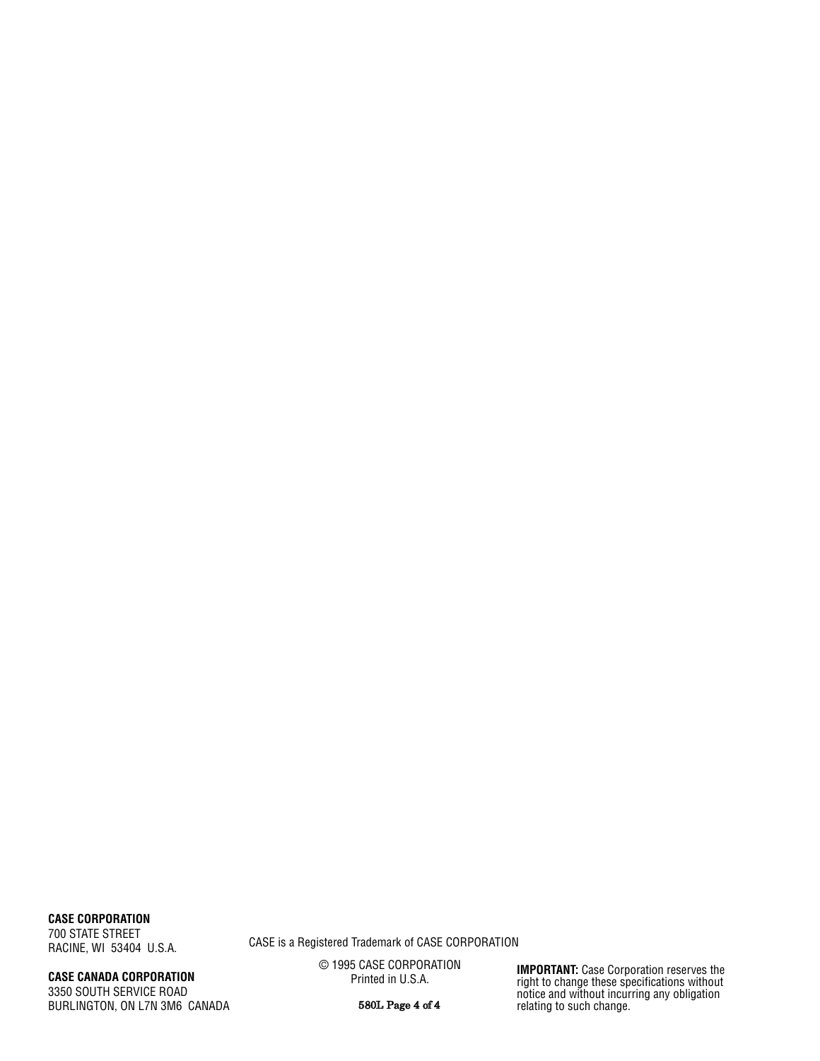**CASE CORPORATION**
700 STATE STREET
RACINE, WI 53404 U.S.A.

**CASE CANADA CORPORATION**
3350 SOUTH SERVICE ROAD
BURLINGTON, ON L7N 3M6 CANADA

CASE is a Registered Trademark of CASE CORPORATION

© 1995 CASE CORPORATION
Printed in U.S.A.

**IMPORTANT:** Case Corporation reserves the right to change these specifications without notice and without incurring any obligation relating to such change.